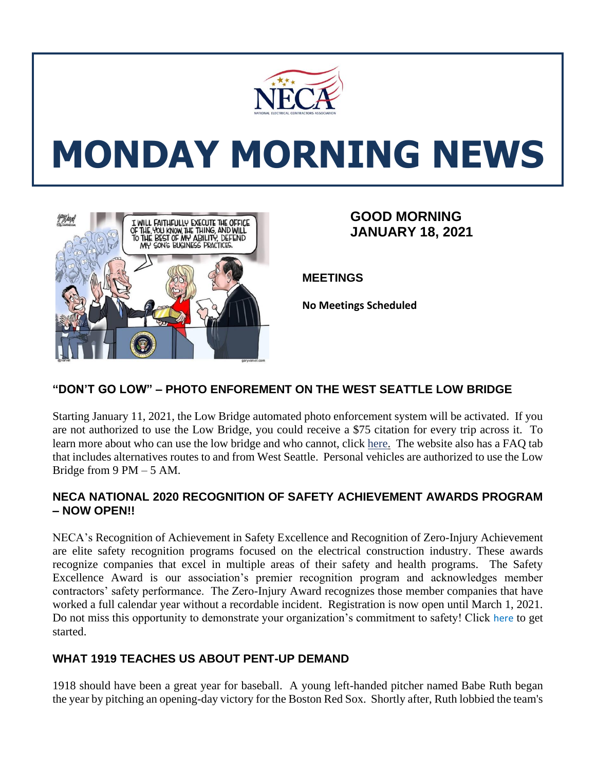# MONDAY MORNING NEWS

**GOOD MORNING**
**JANUARY 18, 2021**

**MEETINGS**

**No Meetings Scheduled**

## "DON'T GO LOW" – PHOTO ENFOREMENT ON THE WEST SEATTLE LOW BRIDGE

Starting January 11, 2021, the Low Bridge automated photo enforcement system will be activated. If you are not authorized to use the Low Bridge, you could receive a $75 citation for every trip across it. To learn more about who can use the low bridge and who cannot, click here. The website also has a FAQ tab that includes alternatives routes to and from West Seattle. Personal vehicles are authorized to use the Low Bridge from 9 PM – 5 AM.

## NECA NATIONAL 2020 RECOGNITION OF SAFETY ACHIEVEMENT AWARDS PROGRAM – NOW OPEN!!

NECA's Recognition of Achievement in Safety Excellence and Recognition of Zero-Injury Achievement are elite safety recognition programs focused on the electrical construction industry. These awards recognize companies that excel in multiple areas of their safety and health programs. The Safety Excellence Award is our association's premier recognition program and acknowledges member contractors' safety performance. The Zero-Injury Award recognizes those member companies that have worked a full calendar year without a recordable incident. Registration is now open until March 1, 2021. Do not miss this opportunity to demonstrate your organization's commitment to safety! Click here to get started.

## WHAT 1919 TEACHES US ABOUT PENT-UP DEMAND

1918 should have been a great year for baseball. A young left-handed pitcher named Babe Ruth began the year by pitching an opening-day victory for the Boston Red Sox. Shortly after, Ruth lobbied the team's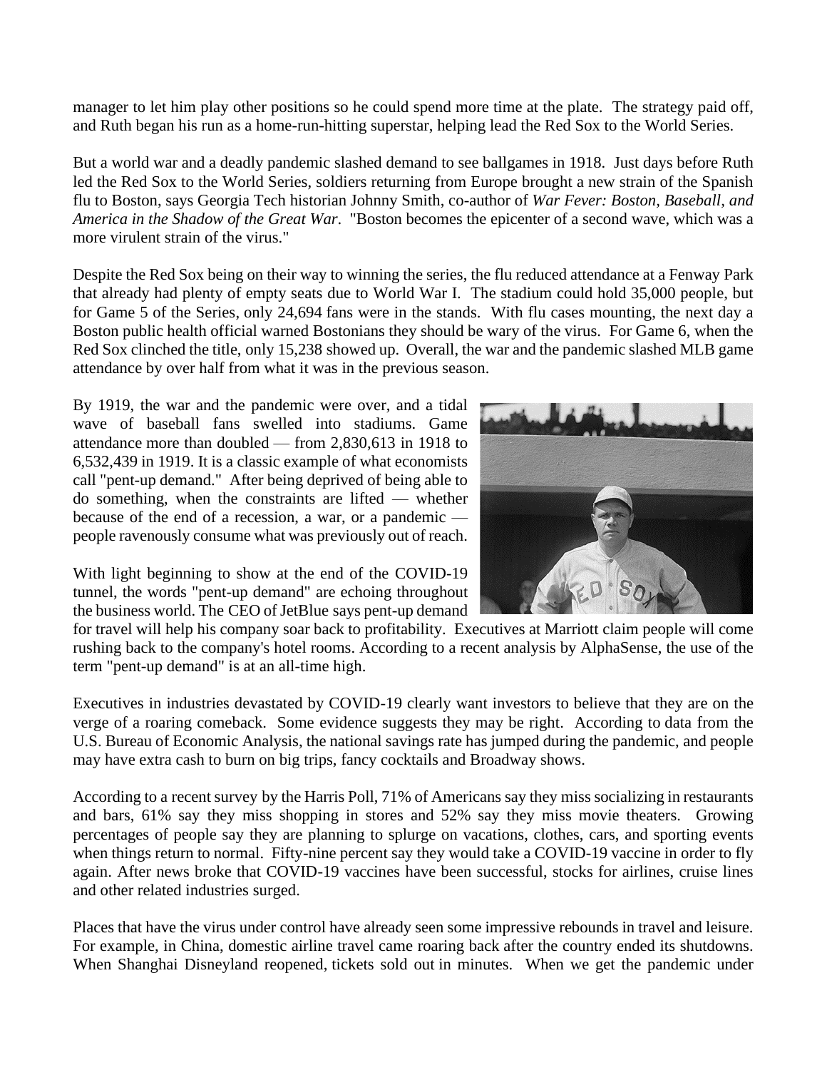manager to let him play other positions so he could spend more time at the plate. The strategy paid off, and Ruth began his run as a home-run-hitting superstar, helping lead the Red Sox to the World Series.

But a world war and a deadly pandemic slashed demand to see ballgames in 1918. Just days before Ruth led the Red Sox to the World Series, soldiers returning from Europe brought a new strain of the Spanish flu to Boston, says Georgia Tech historian Johnny Smith, co-author of *War Fever: Boston, Baseball, and America in the Shadow of the Great War*. "Boston becomes the epicenter of a second wave, which was a more virulent strain of the virus."

Despite the Red Sox being on their way to winning the series, the flu reduced attendance at a Fenway Park that already had plenty of empty seats due to World War I. The stadium could hold 35,000 people, but for Game 5 of the Series, only 24,694 fans were in the stands. With flu cases mounting, the next day a Boston public health official warned Bostonians they should be wary of the virus. For Game 6, when the Red Sox clinched the title, only 15,238 showed up. Overall, the war and the pandemic slashed MLB game attendance by over half from what it was in the previous season.

By 1919, the war and the pandemic were over, and a tidal wave of baseball fans swelled into stadiums. Game attendance more than doubled — from 2,830,613 in 1918 to 6,532,439 in 1919. It is a classic example of what economists call "pent-up demand." After being deprived of being able to do something, when the constraints are lifted — whether because of the end of a recession, a war, or a pandemic — people ravenously consume what was previously out of reach.

With light beginning to show at the end of the COVID-19 tunnel, the words "pent-up demand" are echoing throughout the business world. The CEO of JetBlue says pent-up demand for travel will help his company soar back to profitability. Executives at Marriott claim people will come rushing back to the company's hotel rooms. According to a recent analysis by AlphaSense, the use of the term "pent-up demand" is at an all-time high.

Executives in industries devastated by COVID-19 clearly want investors to believe that they are on the verge of a roaring comeback. Some evidence suggests they may be right. According to data from the U.S. Bureau of Economic Analysis, the national savings rate has jumped during the pandemic, and people may have extra cash to burn on big trips, fancy cocktails and Broadway shows.

According to a recent survey by the Harris Poll, 71% of Americans say they miss socializing in restaurants and bars, 61% say they miss shopping in stores and 52% say they miss movie theaters. Growing percentages of people say they are planning to splurge on vacations, clothes, cars, and sporting events when things return to normal. Fifty-nine percent say they would take a COVID-19 vaccine in order to fly again. After news broke that COVID-19 vaccines have been successful, stocks for airlines, cruise lines and other related industries surged.

Places that have the virus under control have already seen some impressive rebounds in travel and leisure. For example, in China, domestic airline travel came roaring back after the country ended its shutdowns. When Shanghai Disneyland reopened, tickets sold out in minutes. When we get the pandemic under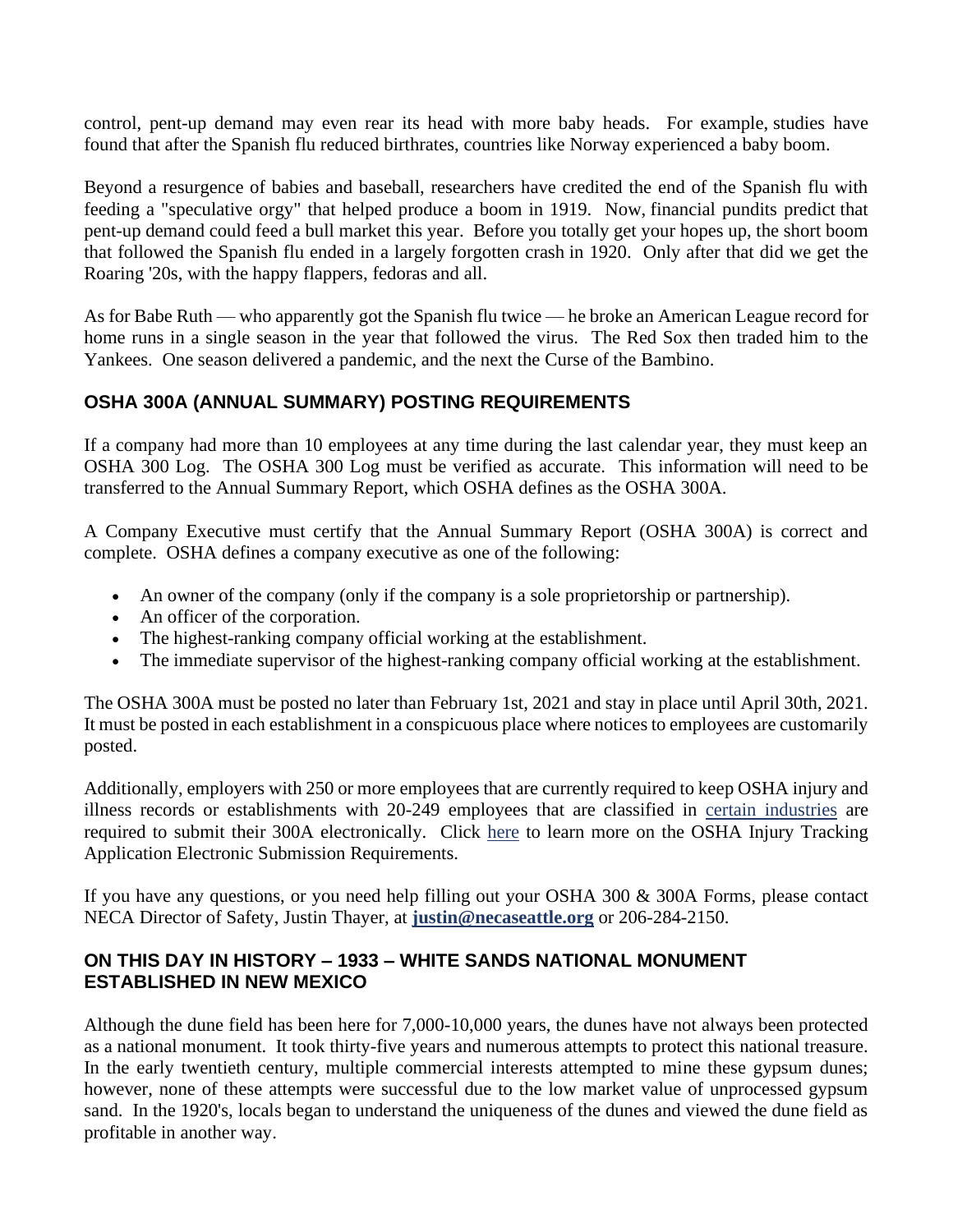control, pent-up demand may even rear its head with more baby heads. For example, studies have found that after the Spanish flu reduced birthrates, countries like Norway experienced a baby boom.

Beyond a resurgence of babies and baseball, researchers have credited the end of the Spanish flu with feeding a "speculative orgy" that helped produce a boom in 1919. Now, financial pundits predict that pent-up demand could feed a bull market this year. Before you totally get your hopes up, the short boom that followed the Spanish flu ended in a largely forgotten crash in 1920. Only after that did we get the Roaring '20s, with the happy flappers, fedoras and all.

As for Babe Ruth — who apparently got the Spanish flu twice — he broke an American League record for home runs in a single season in the year that followed the virus. The Red Sox then traded him to the Yankees. One season delivered a pandemic, and the next the Curse of the Bambino.

## OSHA 300A (ANNUAL SUMMARY) POSTING REQUIREMENTS

If a company had more than 10 employees at any time during the last calendar year, they must keep an OSHA 300 Log. The OSHA 300 Log must be verified as accurate. This information will need to be transferred to the Annual Summary Report, which OSHA defines as the OSHA 300A.

A Company Executive must certify that the Annual Summary Report (OSHA 300A) is correct and complete. OSHA defines a company executive as one of the following:

- An owner of the company (only if the company is a sole proprietorship or partnership).
- An officer of the corporation.
- The highest-ranking company official working at the establishment.
- The immediate supervisor of the highest-ranking company official working at the establishment.

The OSHA 300A must be posted no later than February 1st, 2021 and stay in place until April 30th, 2021. It must be posted in each establishment in a conspicuous place where notices to employees are customarily posted.

Additionally, employers with 250 or more employees that are currently required to keep OSHA injury and illness records or establishments with 20-249 employees that are classified in certain industries are required to submit their 300A electronically. Click here to learn more on the OSHA Injury Tracking Application Electronic Submission Requirements.

If you have any questions, or you need help filling out your OSHA 300 & 300A Forms, please contact NECA Director of Safety, Justin Thayer, at **justin@necaseattle.org** or 206-284-2150.

## ON THIS DAY IN HISTORY – 1933 – WHITE SANDS NATIONAL MONUMENT ESTABLISHED IN NEW MEXICO

Although the dune field has been here for 7,000-10,000 years, the dunes have not always been protected as a national monument. It took thirty-five years and numerous attempts to protect this national treasure. In the early twentieth century, multiple commercial interests attempted to mine these gypsum dunes; however, none of these attempts were successful due to the low market value of unprocessed gypsum sand. In the 1920's, locals began to understand the uniqueness of the dunes and viewed the dune field as profitable in another way.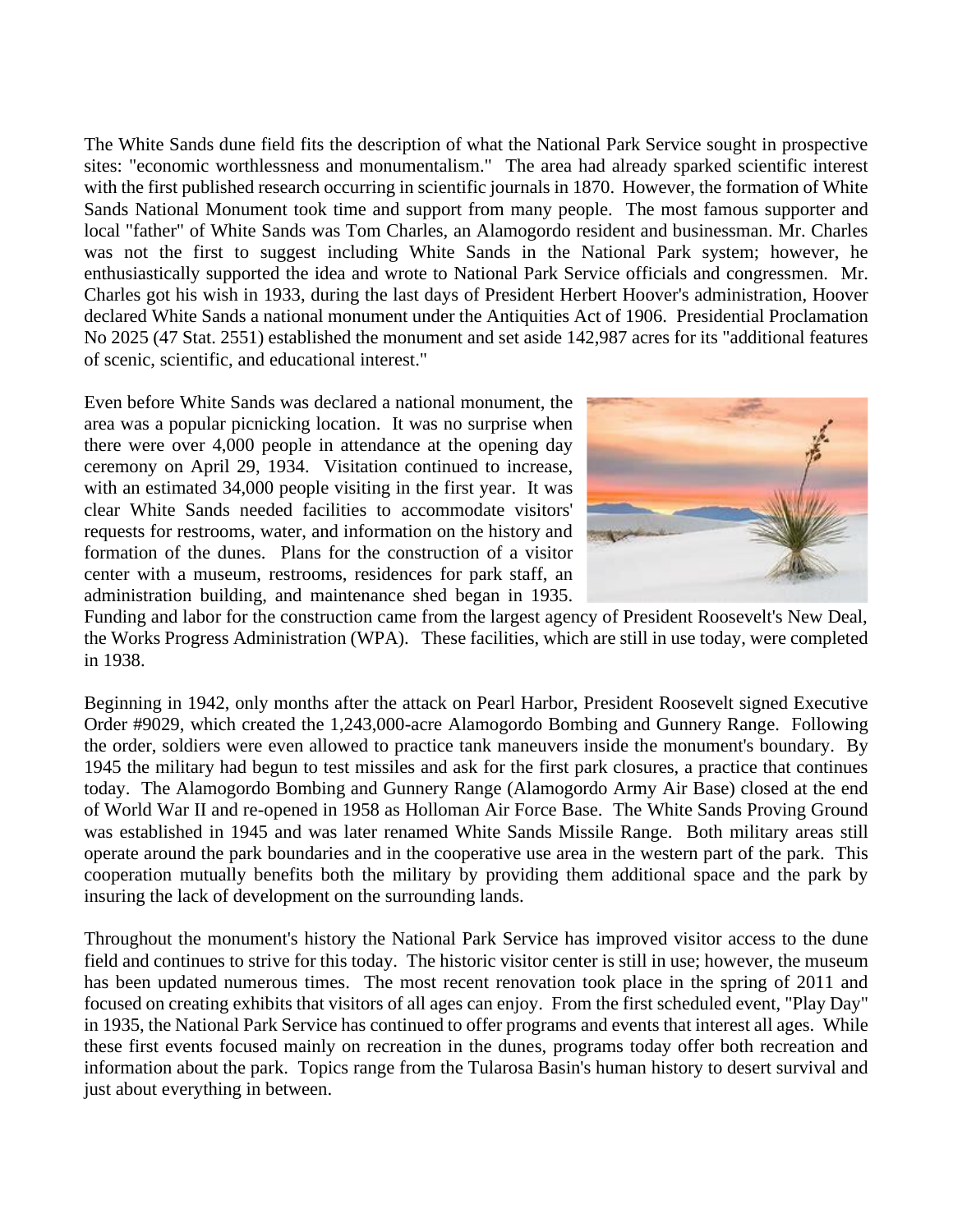The White Sands dune field fits the description of what the National Park Service sought in prospective sites: "economic worthlessness and monumentalism." The area had already sparked scientific interest with the first published research occurring in scientific journals in 1870. However, the formation of White Sands National Monument took time and support from many people. The most famous supporter and local "father" of White Sands was Tom Charles, an Alamogordo resident and businessman. Mr. Charles was not the first to suggest including White Sands in the National Park system; however, he enthusiastically supported the idea and wrote to National Park Service officials and congressmen. Mr. Charles got his wish in 1933, during the last days of President Herbert Hoover's administration, Hoover declared White Sands a national monument under the Antiquities Act of 1906. Presidential Proclamation No 2025 (47 Stat. 2551) established the monument and set aside 142,987 acres for its "additional features of scenic, scientific, and educational interest."

Even before White Sands was declared a national monument, the area was a popular picnicking location. It was no surprise when there were over 4,000 people in attendance at the opening day ceremony on April 29, 1934. Visitation continued to increase, with an estimated 34,000 people visiting in the first year. It was clear White Sands needed facilities to accommodate visitors' requests for restrooms, water, and information on the history and formation of the dunes. Plans for the construction of a visitor center with a museum, restrooms, residences for park staff, an administration building, and maintenance shed began in 1935. Funding and labor for the construction came from the largest agency of President Roosevelt's New Deal, the Works Progress Administration (WPA). These facilities, which are still in use today, were completed in 1938.

Beginning in 1942, only months after the attack on Pearl Harbor, President Roosevelt signed Executive Order #9029, which created the 1,243,000-acre Alamogordo Bombing and Gunnery Range. Following the order, soldiers were even allowed to practice tank maneuvers inside the monument's boundary. By 1945 the military had begun to test missiles and ask for the first park closures, a practice that continues today. The Alamogordo Bombing and Gunnery Range (Alamogordo Army Air Base) closed at the end of World War II and re-opened in 1958 as Holloman Air Force Base. The White Sands Proving Ground was established in 1945 and was later renamed White Sands Missile Range. Both military areas still operate around the park boundaries and in the cooperative use area in the western part of the park. This cooperation mutually benefits both the military by providing them additional space and the park by insuring the lack of development on the surrounding lands.

Throughout the monument's history the National Park Service has improved visitor access to the dune field and continues to strive for this today. The historic visitor center is still in use; however, the museum has been updated numerous times. The most recent renovation took place in the spring of 2011 and focused on creating exhibits that visitors of all ages can enjoy. From the first scheduled event, "Play Day" in 1935, the National Park Service has continued to offer programs and events that interest all ages. While these first events focused mainly on recreation in the dunes, programs today offer both recreation and information about the park. Topics range from the Tularosa Basin's human history to desert survival and just about everything in between.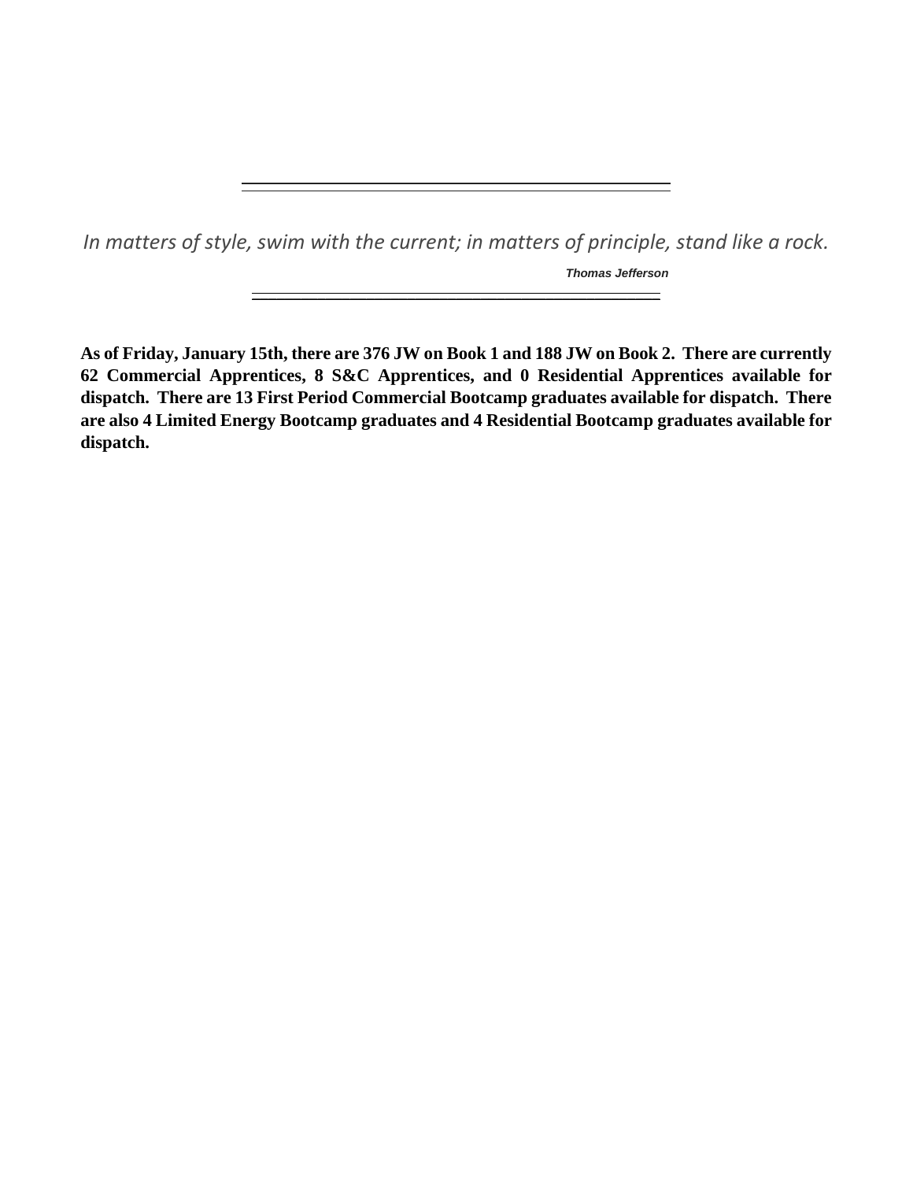*In matters of style, swim with the current; in matters of principle, stand like a rock.*

***Thomas Jefferson***

**As of Friday, January 15th, there are 376 JW on Book 1 and 188 JW on Book 2. There are currently 62 Commercial Apprentices, 8 S&C Apprentices, and 0 Residential Apprentices available for dispatch. There are 13 First Period Commercial Bootcamp graduates available for dispatch. There are also 4 Limited Energy Bootcamp graduates and 4 Residential Bootcamp graduates available for dispatch.**